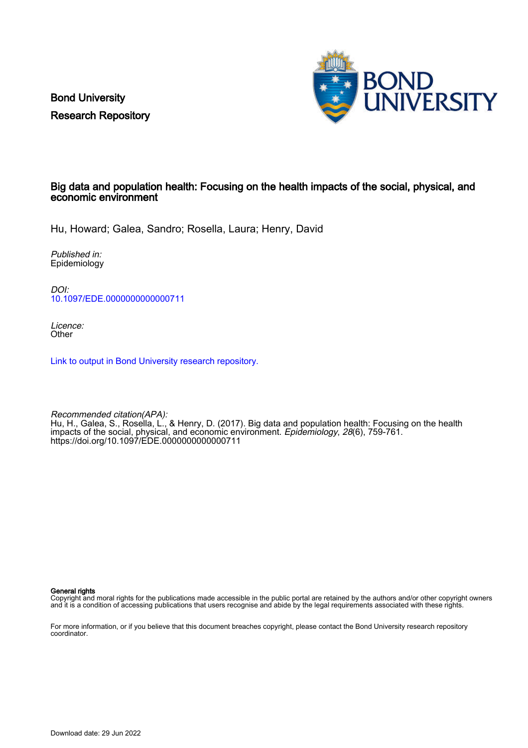Bond University
Research Repository

# Big data and population health: Focusing on the health impacts of the social, physical, and economic environment

Hu, Howard; Galea, Sandro; Rosella, Laura; Henry, David

*Published in:*
Epidemiology

*DOI:*
10.1097/EDE.0000000000000711

*Licence:*
Other

Link to output in Bond University research repository.

*Recommended citation(APA):*
Hu, H., Galea, S., Rosella, L., & Henry, D. (2017). Big data and population health: Focusing on the health impacts of the social, physical, and economic environment. *Epidemiology*, *28*(6), 759-761. https://doi.org/10.1097/EDE.0000000000000711

**General rights**
Copyright and moral rights for the publications made accessible in the public portal are retained by the authors and/or other copyright owners and it is a condition of accessing publications that users recognise and abide by the legal requirements associated with these rights.

For more information, or if you believe that this document breaches copyright, please contact the Bond University research repository coordinator.

Download date: 29 Jun 2022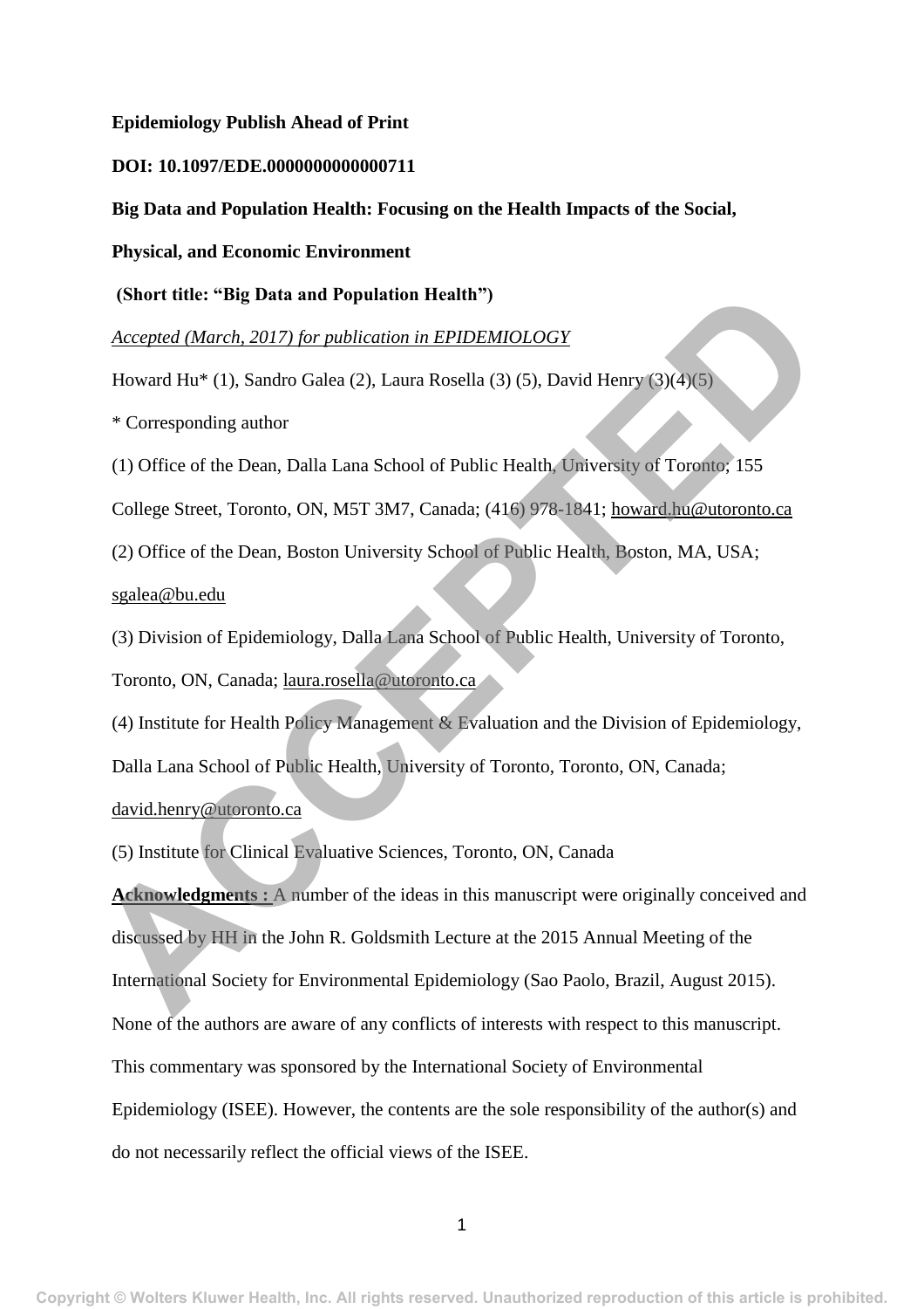**Epidemiology Publish Ahead of Print**

**DOI: 10.1097/EDE.0000000000000711**

**Big Data and Population Health: Focusing on the Health Impacts of the Social, Physical, and Economic Environment**

**(Short title: "Big Data and Population Health")**

*Accepted (March, 2017) for publication in EPIDEMIOLOGY*

Howard Hu* (1), Sandro Galea (2), Laura Rosella (3) (5), David Henry (3)(4)(5)

\* Corresponding author

(1) Office of the Dean, Dalla Lana School of Public Health, University of Toronto; 155 College Street, Toronto, ON, M5T 3M7, Canada; (416) 978-1841; howard.hu@utoronto.ca

(2) Office of the Dean, Boston University School of Public Health, Boston, MA, USA; sgalea@bu.edu

(3) Division of Epidemiology, Dalla Lana School of Public Health, University of Toronto, Toronto, ON, Canada; laura.rosella@utoronto.ca

(4) Institute for Health Policy Management & Evaluation and the Division of Epidemiology, Dalla Lana School of Public Health, University of Toronto, Toronto, ON, Canada; david.henry@utoronto.ca

(5) Institute for Clinical Evaluative Sciences, Toronto, ON, Canada

**Acknowledgments :** A number of the ideas in this manuscript were originally conceived and discussed by HH in the John R. Goldsmith Lecture at the 2015 Annual Meeting of the International Society for Environmental Epidemiology (Sao Paolo, Brazil, August 2015). None of the authors are aware of any conflicts of interests with respect to this manuscript. This commentary was sponsored by the International Society of Environmental Epidemiology (ISEE). However, the contents are the sole responsibility of the author(s) and do not necessarily reflect the official views of the ISEE.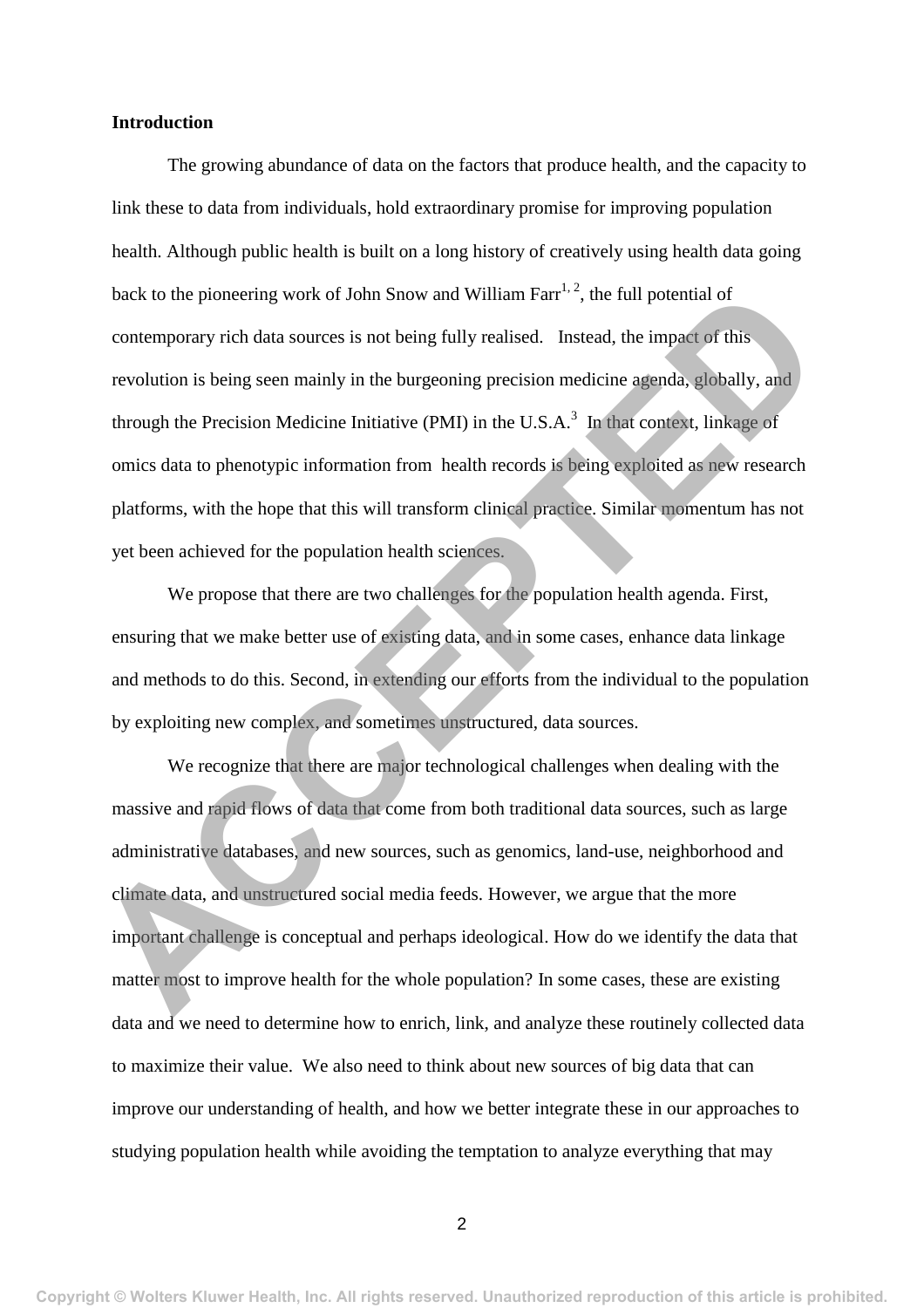## Introduction

The growing abundance of data on the factors that produce health, and the capacity to link these to data from individuals, hold extraordinary promise for improving population health. Although public health is built on a long history of creatively using health data going back to the pioneering work of John Snow and William Farr[1, 2], the full potential of contemporary rich data sources is not being fully realised. Instead, the impact of this revolution is being seen mainly in the burgeoning precision medicine agenda, globally, and through the Precision Medicine Initiative (PMI) in the U.S.A.[3] In that context, linkage of omics data to phenotypic information from health records is being exploited as new research platforms, with the hope that this will transform clinical practice. Similar momentum has not yet been achieved for the population health sciences.

We propose that there are two challenges for the population health agenda. First, ensuring that we make better use of existing data, and in some cases, enhance data linkage and methods to do this. Second, in extending our efforts from the individual to the population by exploiting new complex, and sometimes unstructured, data sources.

We recognize that there are major technological challenges when dealing with the massive and rapid flows of data that come from both traditional data sources, such as large administrative databases, and new sources, such as genomics, land-use, neighborhood and climate data, and unstructured social media feeds. However, we argue that the more important challenge is conceptual and perhaps ideological. How do we identify the data that matter most to improve health for the whole population? In some cases, these are existing data and we need to determine how to enrich, link, and analyze these routinely collected data to maximize their value. We also need to think about new sources of big data that can improve our understanding of health, and how we better integrate these in our approaches to studying population health while avoiding the temptation to analyze everything that may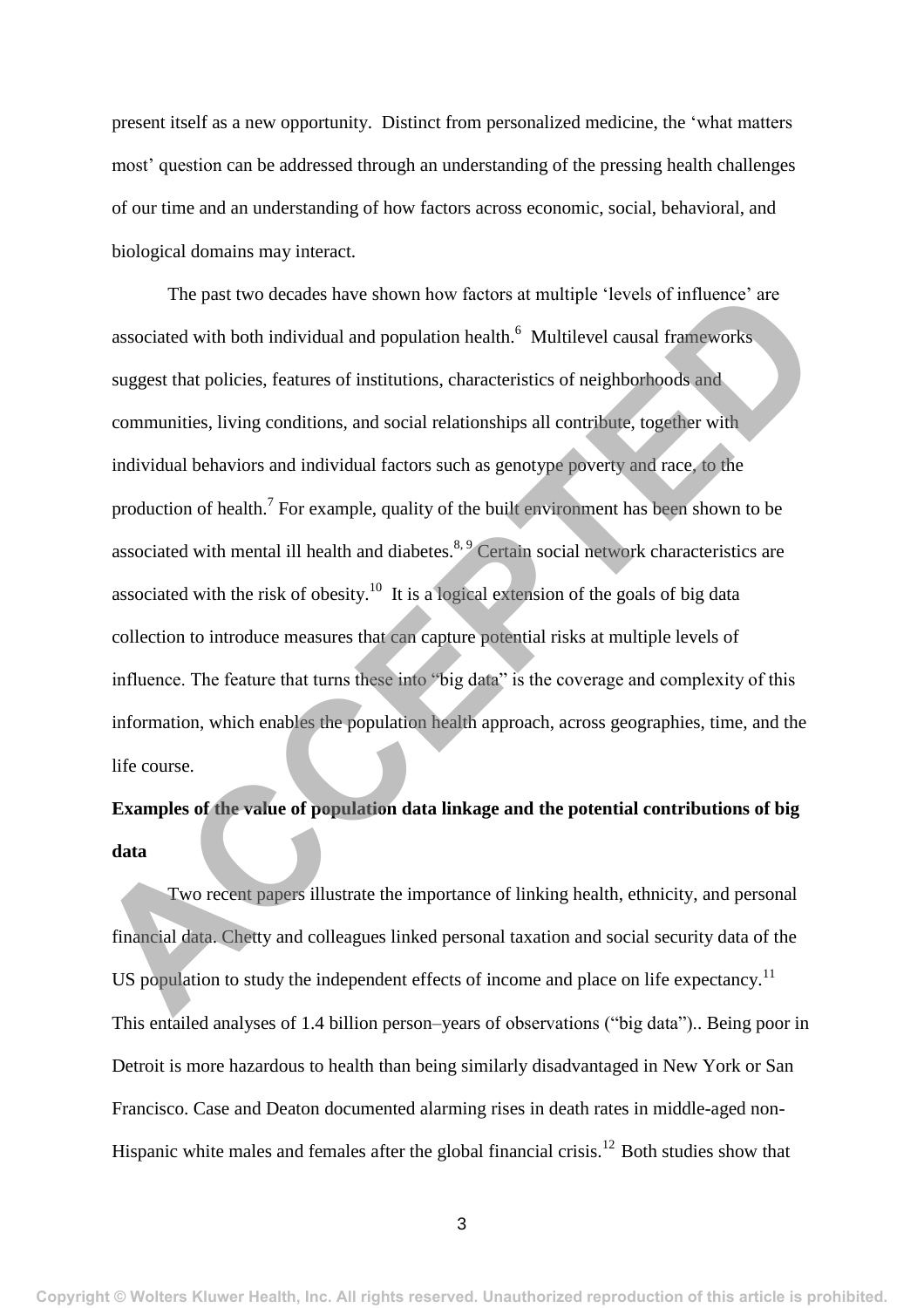present itself as a new opportunity. Distinct from personalized medicine, the 'what matters most' question can be addressed through an understanding of the pressing health challenges of our time and an understanding of how factors across economic, social, behavioral, and biological domains may interact.

The past two decades have shown how factors at multiple 'levels of influence' are associated with both individual and population health.[6] Multilevel causal frameworks suggest that policies, features of institutions, characteristics of neighborhoods and communities, living conditions, and social relationships all contribute, together with individual behaviors and individual factors such as genotype poverty and race, to the production of health.[7] For example, quality of the built environment has been shown to be associated with mental ill health and diabetes.[8, 9] Certain social network characteristics are associated with the risk of obesity.[10] It is a logical extension of the goals of big data collection to introduce measures that can capture potential risks at multiple levels of influence. The feature that turns these into "big data" is the coverage and complexity of this information, which enables the population health approach, across geographies, time, and the life course.

**Examples of the value of population data linkage and the potential contributions of big data**

Two recent papers illustrate the importance of linking health, ethnicity, and personal financial data. Chetty and colleagues linked personal taxation and social security data of the US population to study the independent effects of income and place on life expectancy.[11] This entailed analyses of 1.4 billion person–years of observations ("big data").. Being poor in Detroit is more hazardous to health than being similarly disadvantaged in New York or San Francisco. Case and Deaton documented alarming rises in death rates in middle-aged non-Hispanic white males and females after the global financial crisis.[12] Both studies show that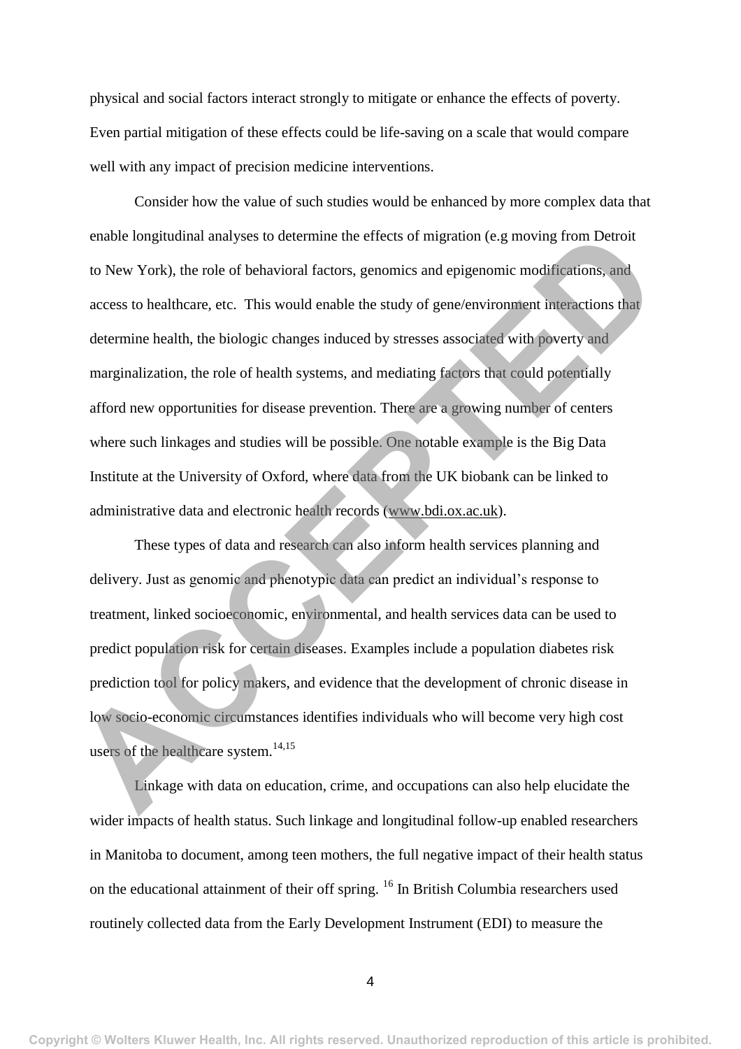physical and social factors interact strongly to mitigate or enhance the effects of poverty. Even partial mitigation of these effects could be life-saving on a scale that would compare well with any impact of precision medicine interventions.

Consider how the value of such studies would be enhanced by more complex data that enable longitudinal analyses to determine the effects of migration (e.g moving from Detroit to New York), the role of behavioral factors, genomics and epigenomic modifications, and access to healthcare, etc. This would enable the study of gene/environment interactions that determine health, the biologic changes induced by stresses associated with poverty and marginalization, the role of health systems, and mediating factors that could potentially afford new opportunities for disease prevention. There are a growing number of centers where such linkages and studies will be possible. One notable example is the Big Data Institute at the University of Oxford, where data from the UK biobank can be linked to administrative data and electronic health records (www.bdi.ox.ac.uk).

These types of data and research can also inform health services planning and delivery. Just as genomic and phenotypic data can predict an individual's response to treatment, linked socioeconomic, environmental, and health services data can be used to predict population risk for certain diseases. Examples include a population diabetes risk prediction tool for policy makers, and evidence that the development of chronic disease in low socio-economic circumstances identifies individuals who will become very high cost users of the healthcare system.[14,15]

Linkage with data on education, crime, and occupations can also help elucidate the wider impacts of health status. Such linkage and longitudinal follow-up enabled researchers in Manitoba to document, among teen mothers, the full negative impact of their health status on the educational attainment of their off spring. [16] In British Columbia researchers used routinely collected data from the Early Development Instrument (EDI) to measure the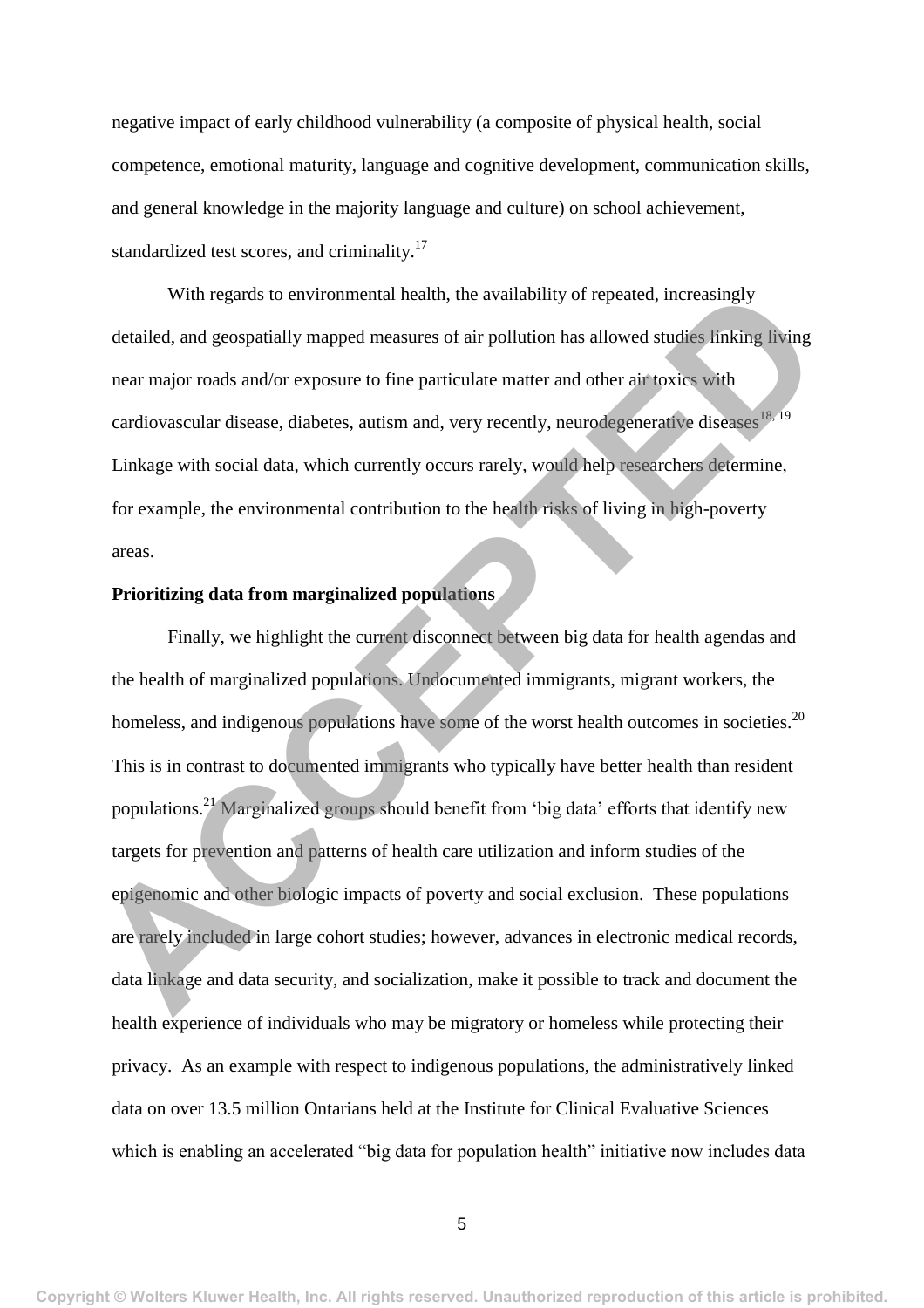negative impact of early childhood vulnerability (a composite of physical health, social competence, emotional maturity, language and cognitive development, communication skills, and general knowledge in the majority language and culture) on school achievement, standardized test scores, and criminality.[17]

With regards to environmental health, the availability of repeated, increasingly detailed, and geospatially mapped measures of air pollution has allowed studies linking living near major roads and/or exposure to fine particulate matter and other air toxics with cardiovascular disease, diabetes, autism and, very recently, neurodegenerative diseases[18, 19] Linkage with social data, which currently occurs rarely, would help researchers determine, for example, the environmental contribution to the health risks of living in high-poverty areas.

**Prioritizing data from marginalized populations**

Finally, we highlight the current disconnect between big data for health agendas and the health of marginalized populations. Undocumented immigrants, migrant workers, the homeless, and indigenous populations have some of the worst health outcomes in societies.[20] This is in contrast to documented immigrants who typically have better health than resident populations.[21] Marginalized groups should benefit from 'big data' efforts that identify new targets for prevention and patterns of health care utilization and inform studies of the epigenomic and other biologic impacts of poverty and social exclusion. These populations are rarely included in large cohort studies; however, advances in electronic medical records, data linkage and data security, and socialization, make it possible to track and document the health experience of individuals who may be migratory or homeless while protecting their privacy. As an example with respect to indigenous populations, the administratively linked data on over 13.5 million Ontarians held at the Institute for Clinical Evaluative Sciences which is enabling an accelerated "big data for population health" initiative now includes data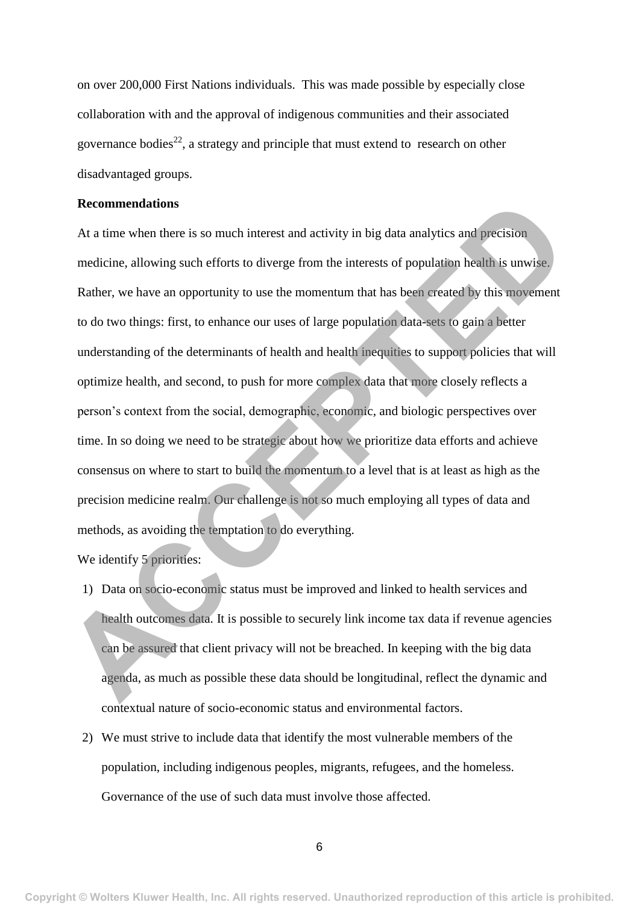on over 200,000 First Nations individuals. This was made possible by especially close collaboration with and the approval of indigenous communities and their associated governance bodies[22], a strategy and principle that must extend to research on other disadvantaged groups.

**Recommendations**

At a time when there is so much interest and activity in big data analytics and precision medicine, allowing such efforts to diverge from the interests of population health is unwise. Rather, we have an opportunity to use the momentum that has been created by this movement to do two things: first, to enhance our uses of large population data-sets to gain a better understanding of the determinants of health and health inequities to support policies that will optimize health, and second, to push for more complex data that more closely reflects a person's context from the social, demographic, economic, and biologic perspectives over time. In so doing we need to be strategic about how we prioritize data efforts and achieve consensus on where to start to build the momentum to a level that is at least as high as the precision medicine realm. Our challenge is not so much employing all types of data and methods, as avoiding the temptation to do everything.

We identify 5 priorities:

1) Data on socio-economic status must be improved and linked to health services and health outcomes data. It is possible to securely link income tax data if revenue agencies can be assured that client privacy will not be breached. In keeping with the big data agenda, as much as possible these data should be longitudinal, reflect the dynamic and contextual nature of socio-economic status and environmental factors.
2) We must strive to include data that identify the most vulnerable members of the population, including indigenous peoples, migrants, refugees, and the homeless. Governance of the use of such data must involve those affected.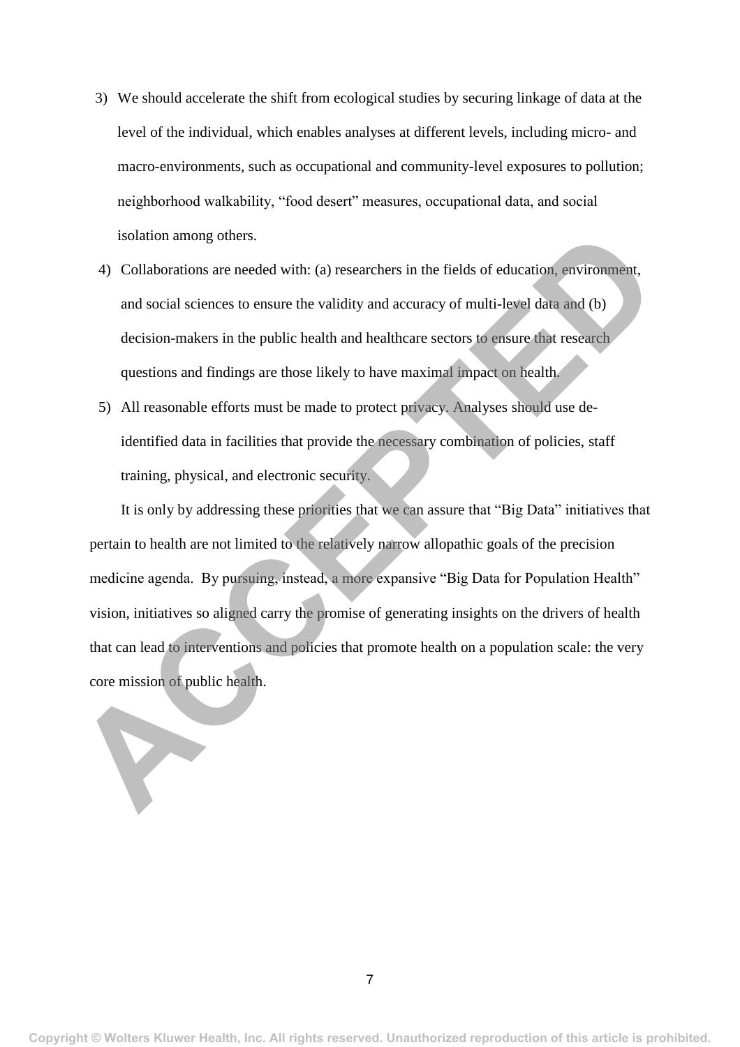3) We should accelerate the shift from ecological studies by securing linkage of data at the level of the individual, which enables analyses at different levels, including micro- and macro-environments, such as occupational and community-level exposures to pollution; neighborhood walkability, "food desert" measures, occupational data, and social isolation among others.

4) Collaborations are needed with: (a) researchers in the fields of education, environment, and social sciences to ensure the validity and accuracy of multi-level data and (b) decision-makers in the public health and healthcare sectors to ensure that research questions and findings are those likely to have maximal impact on health.

5) All reasonable efforts must be made to protect privacy. Analyses should use de-identified data in facilities that provide the necessary combination of policies, staff training, physical, and electronic security.

It is only by addressing these priorities that we can assure that "Big Data" initiatives that pertain to health are not limited to the relatively narrow allopathic goals of the precision medicine agenda. By pursuing, instead, a more expansive "Big Data for Population Health" vision, initiatives so aligned carry the promise of generating insights on the drivers of health that can lead to interventions and policies that promote health on a population scale: the very core mission of public health.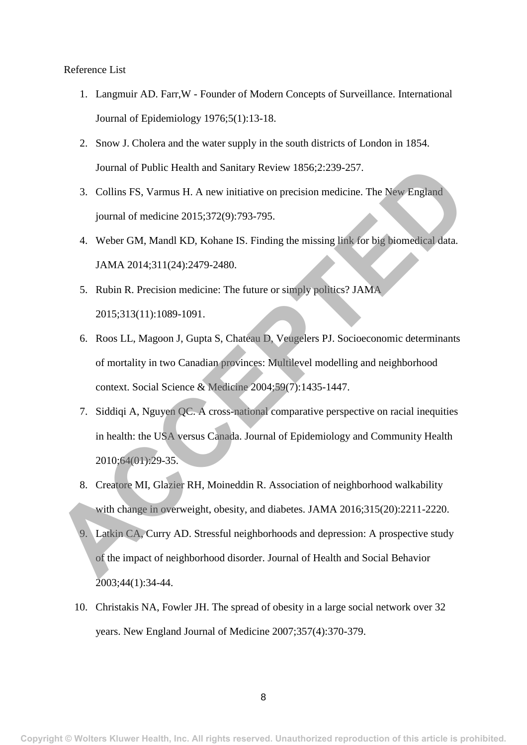Reference List

1. Langmuir AD. Farr,W - Founder of Modern Concepts of Surveillance. International Journal of Epidemiology 1976;5(1):13-18.
2. Snow J. Cholera and the water supply in the south districts of London in 1854. Journal of Public Health and Sanitary Review 1856;2:239-257.
3. Collins FS, Varmus H. A new initiative on precision medicine. The New England journal of medicine 2015;372(9):793-795.
4. Weber GM, Mandl KD, Kohane IS. Finding the missing link for big biomedical data. JAMA 2014;311(24):2479-2480.
5. Rubin R. Precision medicine: The future or simply politics? JAMA 2015;313(11):1089-1091.
6. Roos LL, Magoon J, Gupta S, Chateau D, Veugelers PJ. Socioeconomic determinants of mortality in two Canadian provinces: Multilevel modelling and neighborhood context. Social Science & Medicine 2004;59(7):1435-1447.
7. Siddiqi A, Nguyen QC. A cross-national comparative perspective on racial inequities in health: the USA versus Canada. Journal of Epidemiology and Community Health 2010;64(01):29-35.
8. Creatore MI, Glazier RH, Moineddin R. Association of neighborhood walkability with change in overweight, obesity, and diabetes. JAMA 2016;315(20):2211-2220.
9. Latkin CA, Curry AD. Stressful neighborhoods and depression: A prospective study of the impact of neighborhood disorder. Journal of Health and Social Behavior 2003;44(1):34-44.
10. Christakis NA, Fowler JH. The spread of obesity in a large social network over 32 years. New England Journal of Medicine 2007;357(4):370-379.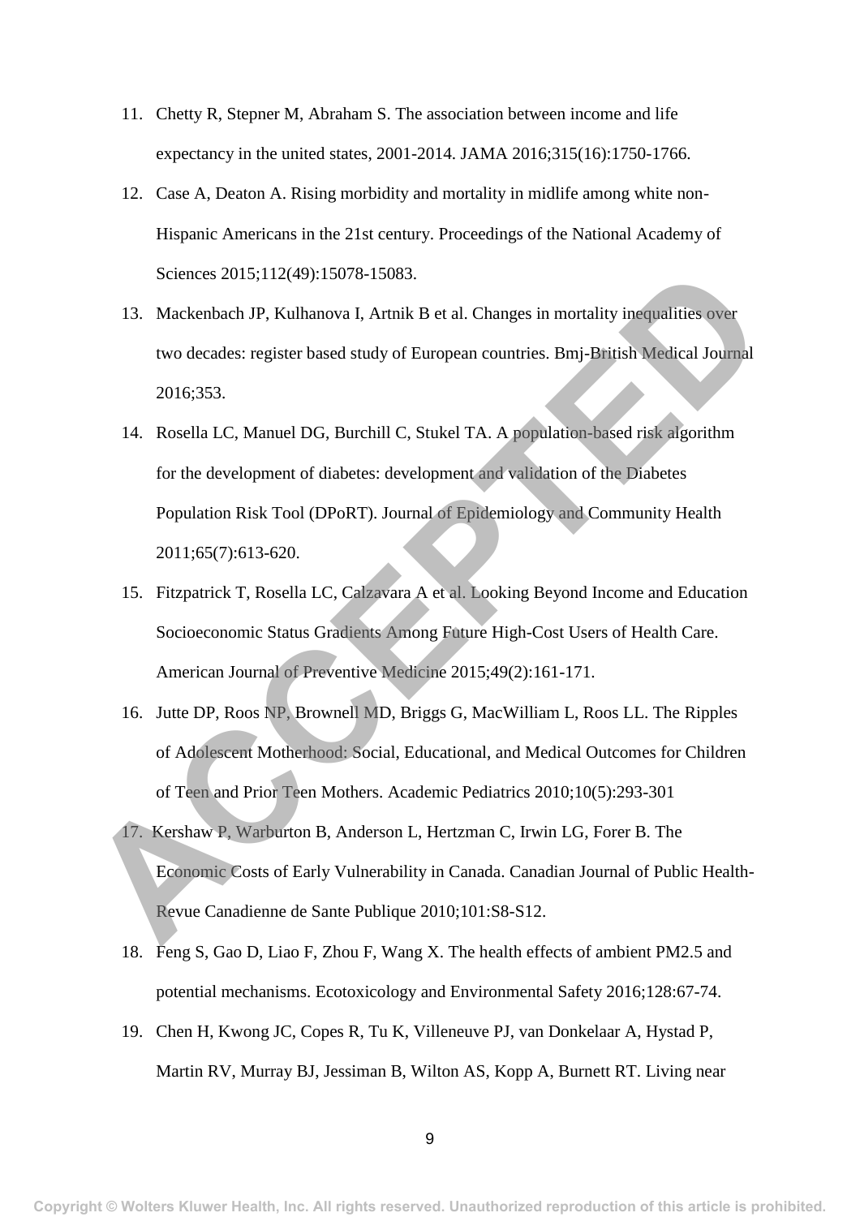11. Chetty R, Stepner M, Abraham S. The association between income and life expectancy in the united states, 2001-2014. JAMA 2016;315(16):1750-1766.
12. Case A, Deaton A. Rising morbidity and mortality in midlife among white non-Hispanic Americans in the 21st century. Proceedings of the National Academy of Sciences 2015;112(49):15078-15083.
13. Mackenbach JP, Kulhanova I, Artnik B et al. Changes in mortality inequalities over two decades: register based study of European countries. Bmj-British Medical Journal 2016;353.
14. Rosella LC, Manuel DG, Burchill C, Stukel TA. A population-based risk algorithm for the development of diabetes: development and validation of the Diabetes Population Risk Tool (DPoRT). Journal of Epidemiology and Community Health 2011;65(7):613-620.
15. Fitzpatrick T, Rosella LC, Calzavara A et al. Looking Beyond Income and Education Socioeconomic Status Gradients Among Future High-Cost Users of Health Care. American Journal of Preventive Medicine 2015;49(2):161-171.
16. Jutte DP, Roos NP, Brownell MD, Briggs G, MacWilliam L, Roos LL. The Ripples of Adolescent Motherhood: Social, Educational, and Medical Outcomes for Children of Teen and Prior Teen Mothers. Academic Pediatrics 2010;10(5):293-301
17. Kershaw P, Warburton B, Anderson L, Hertzman C, Irwin LG, Forer B. The Economic Costs of Early Vulnerability in Canada. Canadian Journal of Public Health-Revue Canadienne de Sante Publique 2010;101:S8-S12.
18. Feng S, Gao D, Liao F, Zhou F, Wang X. The health effects of ambient PM2.5 and potential mechanisms. Ecotoxicology and Environmental Safety 2016;128:67-74.
19. Chen H, Kwong JC, Copes R, Tu K, Villeneuve PJ, van Donkelaar A, Hystad P, Martin RV, Murray BJ, Jessiman B, Wilton AS, Kopp A, Burnett RT. Living near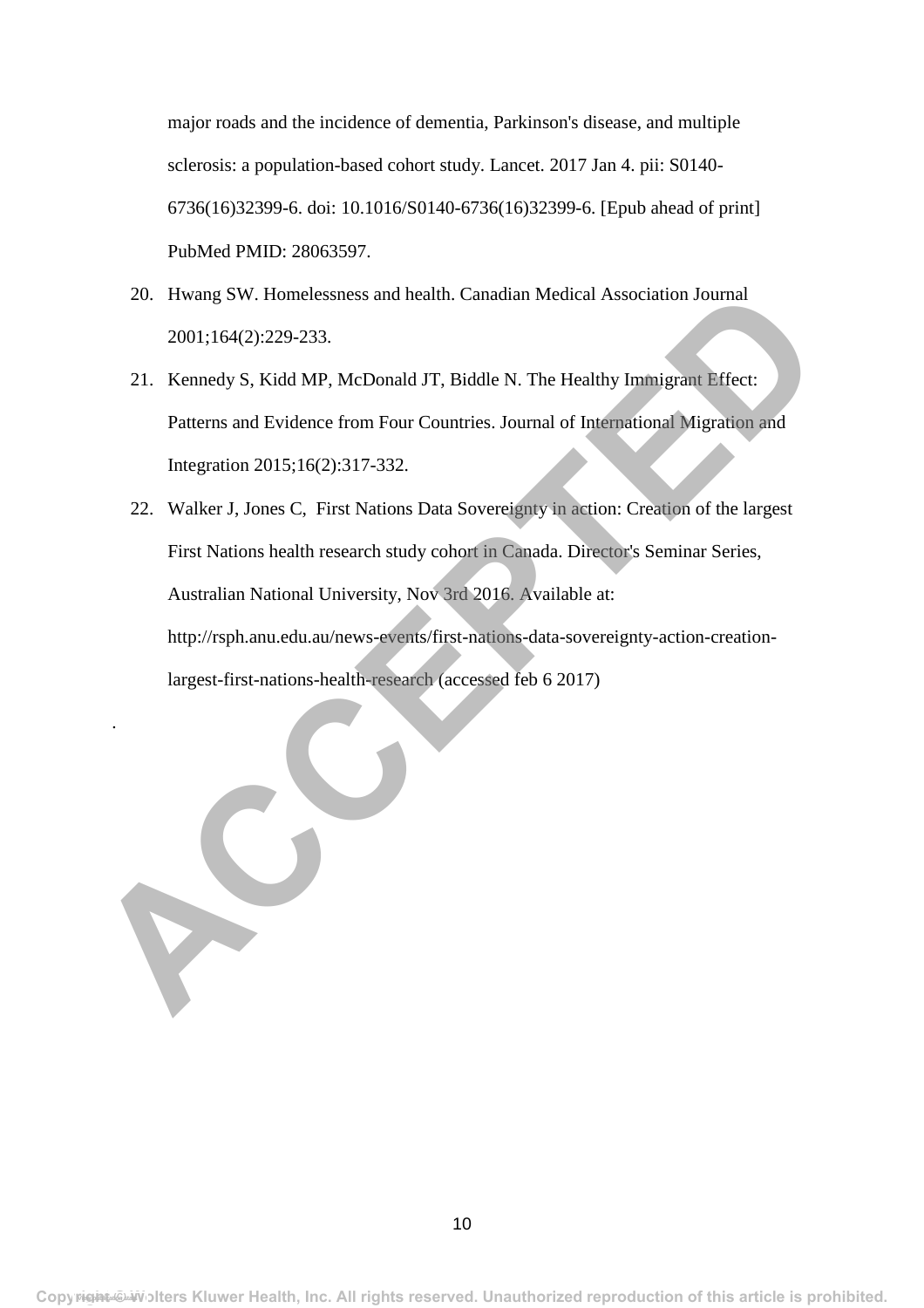major roads and the incidence of dementia, Parkinson's disease, and multiple sclerosis: a population-based cohort study. Lancet. 2017 Jan 4. pii: S0140-6736(16)32399-6. doi: 10.1016/S0140-6736(16)32399-6. [Epub ahead of print] PubMed PMID: 28063597.

20. Hwang SW. Homelessness and health. Canadian Medical Association Journal 2001;164(2):229-233.
21. Kennedy S, Kidd MP, McDonald JT, Biddle N. The Healthy Immigrant Effect: Patterns and Evidence from Four Countries. Journal of International Migration and Integration 2015;16(2):317-332.
22. Walker J, Jones C, First Nations Data Sovereignty in action: Creation of the largest First Nations health research study cohort in Canada. Director's Seminar Series, Australian National University, Nov 3rd 2016. Available at: http://rsph.anu.edu.au/news-events/first-nations-data-sovereignty-action-creation-largest-first-nations-health-research (accessed feb 6 2017)

.